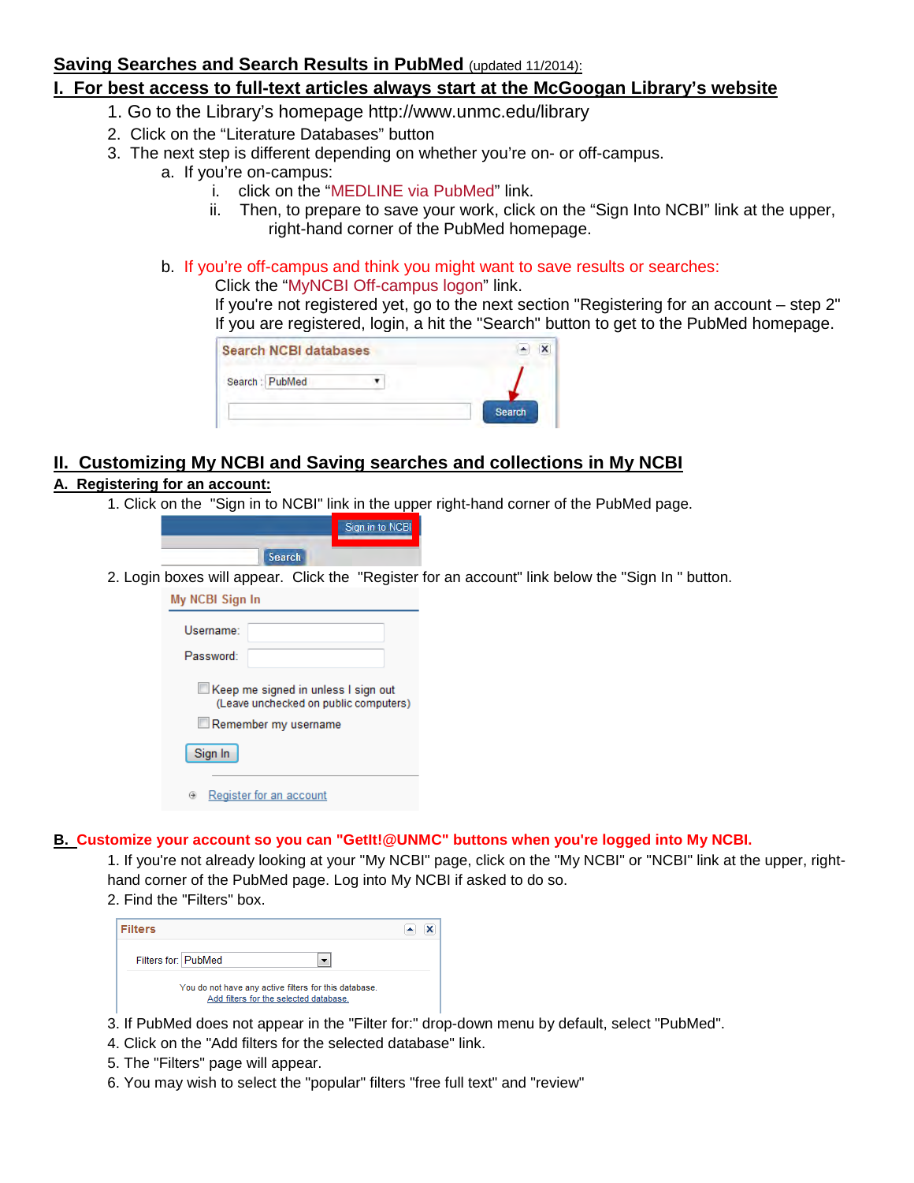## Saving Searches and Search Results in PubMed (updated 11/2014):

## I. For best access to full-text articles always start at the McGoogan Library's website

1. Go to the Library's homepage http://www.unmc.edu/library
2. Click on the "Literature Databases" button
3. The next step is different depending on whether you're on- or off-campus.
   a. If you're on-campus:
      i. click on the "MEDLINE via PubMed" link.
      ii. Then, to prepare to save your work, click on the "Sign Into NCBI" link at the upper, right-hand corner of the PubMed homepage.

   b. If you're off-campus and think you might want to save results or searches:
      Click the "MyNCBI Off-campus logon" link.
      If you're not registered yet, go to the next section "Registering for an account – step 2"
      If you are registered, login, a hit the "Search" button to get to the PubMed homepage.

## II. Customizing My NCBI and Saving searches and collections in My NCBI

### A. Registering for an account:

1. Click on the "Sign in to NCBI" link in the upper right-hand corner of the PubMed page.
2. Login boxes will appear. Click the "Register for an account" link below the "Sign In " button.

### B. Customize your account so you can "GetIt!@UNMC" buttons when you're logged into My NCBI.

1. If you're not already looking at your "My NCBI" page, click on the "My NCBI" or "NCBI" link at the upper, right-hand corner of the PubMed page. Log into My NCBI if asked to do so.
2. Find the "Filters" box.
3. If PubMed does not appear in the "Filter for:" drop-down menu by default, select "PubMed".
4. Click on the "Add filters for the selected database" link.
5. The "Filters" page will appear.
6. You may wish to select the "popular" filters "free full text" and "review"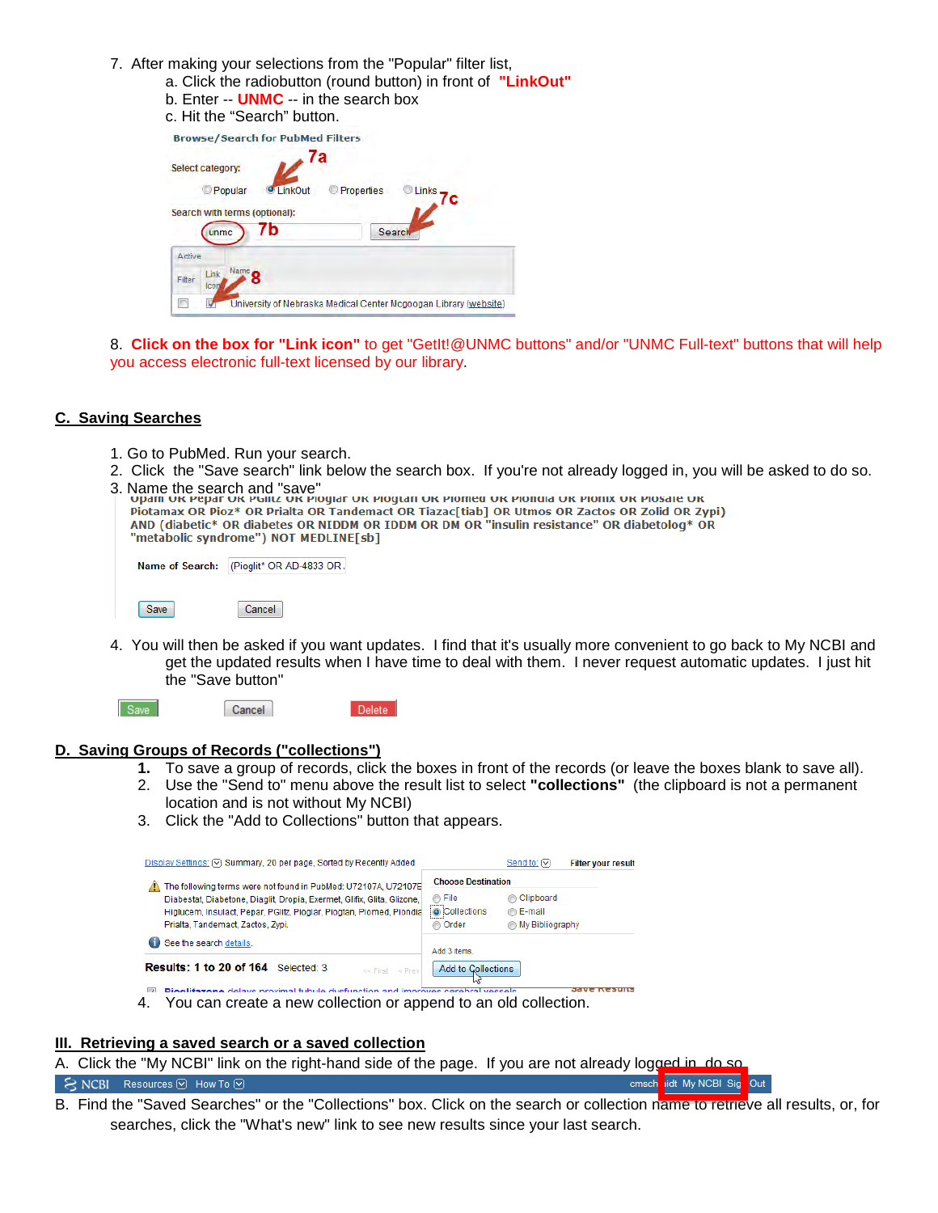7. After making your selections from the "Popular" filter list,
   a. Click the radiobutton (round button) in front of **"LinkOut"**
   b. Enter -- **UNMC** -- in the search box
   c. Hit the "Search" button.

Browse/Search for PubMed Filters

7a

Select category:

Popular LinkOut Properties Links 7c

Search with terms (optional):

unmc 7b Search

Active

Filter Link icon Name 8

University of Nebraska Medical Center Mcgoogan Library (website)

8. **Click on the box for "Link icon"** to get "GetIt!@UNMC buttons" and/or "UNMC Full-text" buttons that will help you access electronic full-text licensed by our library.

## C. Saving Searches

1. Go to PubMed. Run your search.
2. Click the "Save search" link below the search box. If you're not already logged in, you will be asked to do so.
3. Name the search and "save"

Opam OR Pepar OR PGlitz OR Pioglar OR Pioglan OR Piomed OR Piondia OR Pionix OR Piosafe OR Piotamax OR Pioz* OR Prialta OR Tandemact OR Tiazac[tiab] OR Utmos OR Zactos OR Zolid OR Zypi) AND (diabetic* OR diabetes OR NIDDM OR IDDM OR DM OR "insulin resistance" OR diabetolog* OR "metabolic syndrome") NOT MEDLINE[sb]

Name of Search: (Pioglit* OR AD-4833 OR

Save Cancel

4. You will then be asked if you want updates. I find that it's usually more convenient to go back to My NCBI and get the updated results when I have time to deal with them. I never request automatic updates. I just hit the "Save button"

Save Cancel Delete

## D. Saving Groups of Records ("collections")

1. To save a group of records, click the boxes in front of the records (or leave the boxes blank to save all).
2. Use the "Send to" menu above the result list to select **"collections"** (the clipboard is not a permanent location and is not without My NCBI)
3. Click the "Add to Collections" button that appears.

Display Settings: Summary, 20 per page, Sorted by Recently Added Send to: Filter your result

The following terms were not found in PubMed: U72107A, U72107E Diabestat, Diabetone, Diaglit, Dropia, Exermet, Glifix, Glita, Glizone, Higlucem, Insulact, Pepar, PGlitz, Pioglar, Pioglan, Piomed, Piondia Prialta, Tandemact, Zactos, Zypi.

See the search details.

Results: 1 to 20 of 164 Selected: 3

Choose Destination

File Clipboard
Collections E-mail
Order My Bibliography

Add 3 items.

Add to Collections

4. You can create a new collection or append to an old collection.

## III. Retrieving a saved search or a saved collection

A. Click the "My NCBI" link on the right-hand side of the page. If you are not already logged in, do so.

NCBI Resources How To cmschmidt My NCBI Sign Out

B. Find the "Saved Searches" or the "Collections" box. Click on the search or collection name to retrieve all results, or, for searches, click the "What's new" link to see new results since your last search.